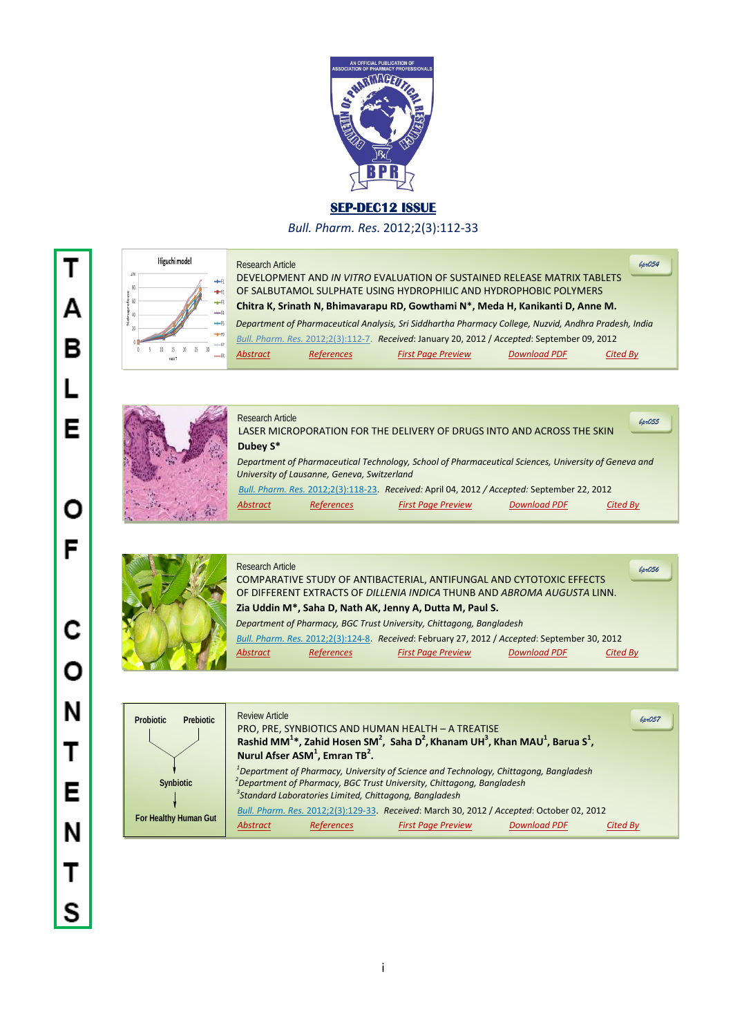**SEP-DEC12 ISSUE**

*Bull. Pharm. Res.* 2012;2(3):112-33

# TABLE OF CONTENTS

Research Article

bpr054

DEVELOPMENT AND *IN VITRO* EVALUATION OF SUSTAINED RELEASE MATRIX TABLETS OF SALBUTAMOL SULPHATE USING HYDROPHILIC AND HYDROPHOBIC POLYMERS

**Chitra K, Srinath N, Bhimavarapu RD, Gowthami N*, Meda H, Kanikanti D, Anne M.**

*Department of Pharmaceutical Analysis, Sri Siddhartha Pharmacy College, Nuzvid, Andhra Pradesh, India*

*Bull. Pharm. Res.* 2012;2(3):112-7. *Received*: January 20, 2012 / *Accepted*: September 09, 2012

*Abstract* | *References* | *First Page Preview* | *Download PDF* | *Cited By*

---

Research Article

bpr055

LASER MICROPORATION FOR THE DELIVERY OF DRUGS INTO AND ACROSS THE SKIN

**Dubey S***

*Department of Pharmaceutical Technology, School of Pharmaceutical Sciences, University of Geneva and University of Lausanne, Geneva, Switzerland*

*Bull. Pharm. Res.* 2012;2(3):118-23. *Received:* April 04, 2012 / *Accepted:* September 22, 2012

*Abstract* | *References* | *First Page Preview* | *Download PDF* | *Cited By*

---

Research Article

bpr056

COMPARATIVE STUDY OF ANTIBACTERIAL, ANTIFUNGAL AND CYTOTOXIC EFFECTS OF DIFFERENT EXTRACTS OF *DILLENIA INDICA* THUNB AND *ABROMA AUGUSTA* LINN.

**Zia Uddin M*, Saha D, Nath AK, Jenny A, Dutta M, Paul S.**

*Department of Pharmacy, BGC Trust University, Chittagong, Bangladesh*

*Bull. Pharm. Res.* 2012;2(3):124-8. *Received*: February 27, 2012 / *Accepted*: September 30, 2012

*Abstract* | *References* | *First Page Preview* | *Download PDF* | *Cited By*

---

Review Article

bpr057

PRO, PRE, SYNBIOTICS AND HUMAN HEALTH – A TREATISE

**Rashid MM[1]*, Zahid Hosen SM[2], Saha D[2], Khanam UH[3], Khan MAU[1], Barua S[1], Nurul Afser ASM[1], Emran TB[2].**

[1]*Department of Pharmacy, University of Science and Technology, Chittagong, Bangladesh*
[2]*Department of Pharmacy, BGC Trust University, Chittagong, Bangladesh*
[3]*Standard Laboratories Limited, Chittagong, Bangladesh*

*Bull. Pharm. Res.* 2012;2(3):129-33. *Received*: March 30, 2012 / *Accepted*: October 02, 2012

*Abstract* | *References* | *First Page Preview* | *Download PDF* | *Cited By*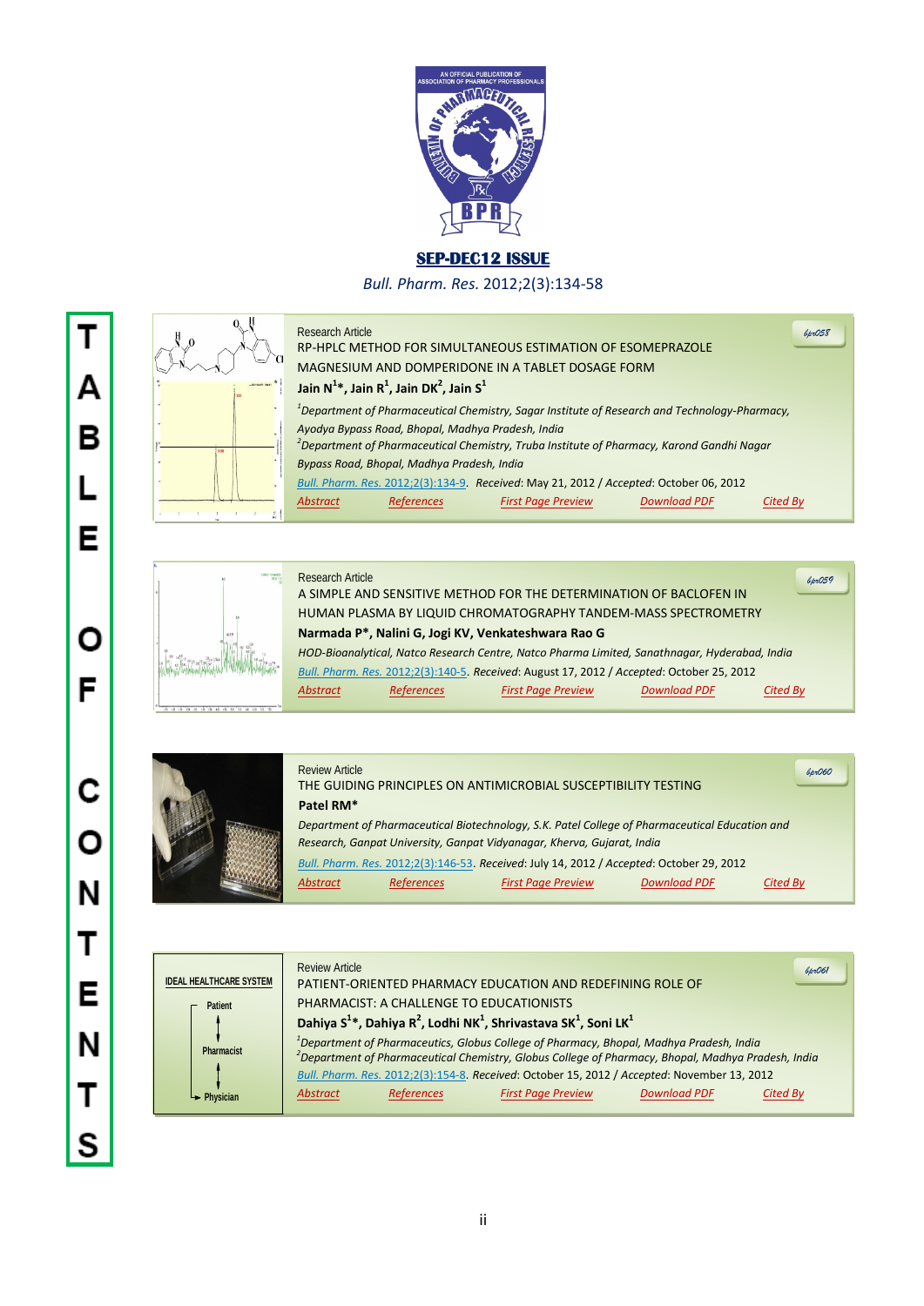SEP-DEC12 ISSUE

*Bull. Pharm. Res.* 2012;2(3):134-58

# TABLE OF CONTENTS

---

Research Article

bpr058

RP-HPLC METHOD FOR SIMULTANEOUS ESTIMATION OF ESOMEPRAZOLE MAGNESIUM AND DOMPERIDONE IN A TABLET DOSAGE FORM

**Jain N[1]*, Jain R[1], Jain DK[2], Jain S[1]**

*[1]Department of Pharmaceutical Chemistry, Sagar Institute of Research and Technology-Pharmacy, Ayodya Bypass Road, Bhopal, Madhya Pradesh, India*
*[2]Department of Pharmaceutical Chemistry, Truba Institute of Pharmacy, Karond Gandhi Nagar Bypass Road, Bhopal, Madhya Pradesh, India*

*Bull. Pharm. Res.* 2012;2(3):134-9. *Received*: May 21, 2012 / *Accepted*: October 06, 2012

*Abstract* | *References* | *First Page Preview* | *Download PDF* | *Cited By*

---

Research Article

bpr059

A SIMPLE AND SENSITIVE METHOD FOR THE DETERMINATION OF BACLOFEN IN HUMAN PLASMA BY LIQUID CHROMATOGRAPHY TANDEM-MASS SPECTROMETRY

**Narmada P*, Nalini G, Jogi KV, Venkateshwara Rao G**

*HOD-Bioanalytical, Natco Research Centre, Natco Pharma Limited, Sanathnagar, Hyderabad, India*

*Bull. Pharm. Res.* 2012;2(3):140-5. *Received*: August 17, 2012 / *Accepted*: October 25, 2012

*Abstract* | *References* | *First Page Preview* | *Download PDF* | *Cited By*

---

Review Article

bpr060

THE GUIDING PRINCIPLES ON ANTIMICROBIAL SUSCEPTIBILITY TESTING

**Patel RM***

*Department of Pharmaceutical Biotechnology, S.K. Patel College of Pharmaceutical Education and Research, Ganpat University, Ganpat Vidyanagar, Kherva, Gujarat, India*

*Bull. Pharm. Res.* 2012;2(3):146-53. *Received*: July 14, 2012 / *Accepted*: October 29, 2012

*Abstract* | *References* | *First Page Preview* | *Download PDF* | *Cited By*

---

Review Article

bpr061

PATIENT-ORIENTED PHARMACY EDUCATION AND REDEFINING ROLE OF PHARMACIST: A CHALLENGE TO EDUCATIONISTS

**Dahiya S[1]*, Dahiya R[2], Lodhi NK[1], Shrivastava SK[1], Soni LK[1]**

*[1]Department of Pharmaceutics, Globus College of Pharmacy, Bhopal, Madhya Pradesh, India*
*[2]Department of Pharmaceutical Chemistry, Globus College of Pharmacy, Bhopal, Madhya Pradesh, India*

*Bull. Pharm. Res.* 2012;2(3):154-8. *Received*: October 15, 2012 / *Accepted*: November 13, 2012

*Abstract* | *References* | *First Page Preview* | *Download PDF* | *Cited By*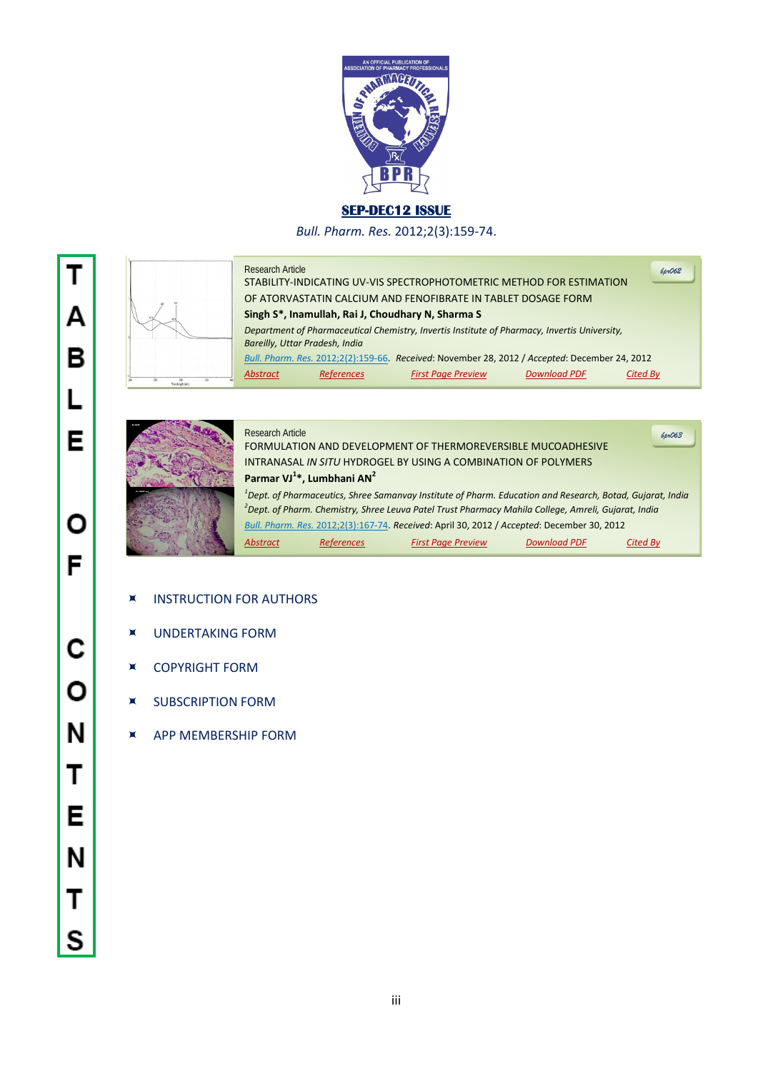AN OFFICIAL PUBLICATION OF ASSOCIATION OF PHARMACY PROFESSIONALS

BULLETIN OF PHARMACEUTICAL RESEARCH

BPR

**SEP-DEC12 ISSUE**

*Bull. Pharm. Res.* 2012;2(3):159-74.

# TABLE OF CONTENTS

Research Article

bpr062

STABILITY-INDICATING UV-VIS SPECTROPHOTOMETRIC METHOD FOR ESTIMATION OF ATORVASTATIN CALCIUM AND FENOFIBRATE IN TABLET DOSAGE FORM

**Singh S*, Inamullah, Rai J, Choudhary N, Sharma S**

*Department of Pharmaceutical Chemistry, Invertis Institute of Pharmacy, Invertis University, Bareilly, Uttar Pradesh, India*

*Bull. Pharm. Res.* 2012;2(2):159-66. *Received*: November 28, 2012 / *Accepted*: December 24, 2012

*Abstract* | *References* | *First Page Preview* | *Download PDF* | *Cited By*

Research Article

bpr063

FORMULATION AND DEVELOPMENT OF THERMOREVERSIBLE MUCOADHESIVE INTRANASAL *IN SITU* HYDROGEL BY USING A COMBINATION OF POLYMERS

**Parmar VJ[1]*, Lumbhani AN[2]**

[1]*Dept. of Pharmaceutics, Shree Samanvay Institute of Pharm. Education and Research, Botad, Gujarat, India*

[2]*Dept. of Pharm. Chemistry, Shree Leuva Patel Trust Pharmacy Mahila College, Amreli, Gujarat, India*

*Bull. Pharm. Res.* 2012;2(3):167-74. *Received*: April 30, 2012 / *Accepted*: December 30, 2012

*Abstract* | *References* | *First Page Preview* | *Download PDF* | *Cited By*

- INSTRUCTION FOR AUTHORS
- UNDERTAKING FORM
- COPYRIGHT FORM
- SUBSCRIPTION FORM
- APP MEMBERSHIP FORM